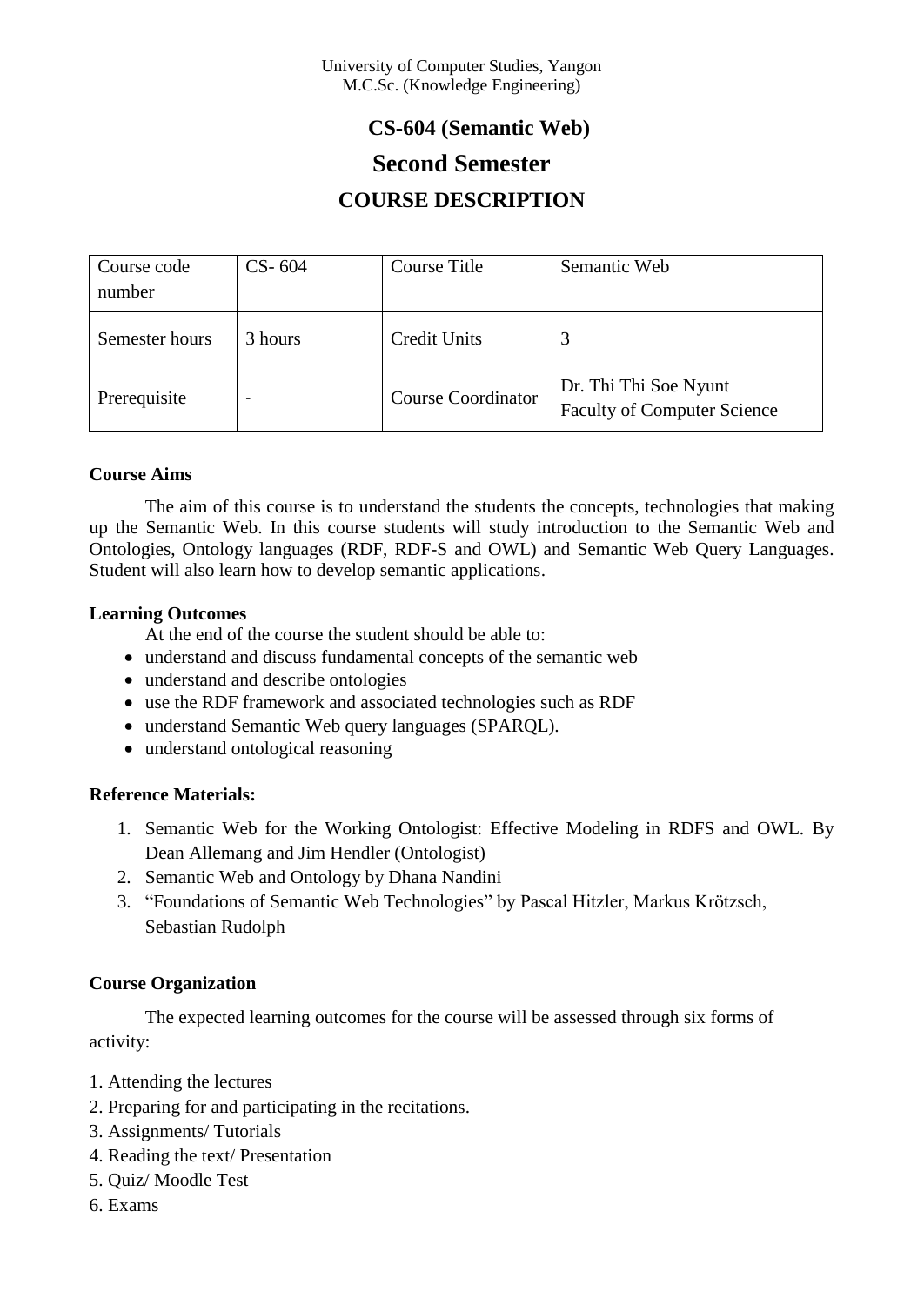University of Computer Studies, Yangon
M.C.Sc. (Knowledge Engineering)

# CS-604 (Semantic Web)

# Second Semester

# COURSE DESCRIPTION

| Course code number | CS- 604 | Course Title | Semantic Web |
|---|---|---|---|
| Semester hours | 3 hours | Credit Units | 3 |
| Prerequisite | - | Course Coordinator | Dr. Thi Thi Soe Nyunt<br>Faculty of Computer Science |

**Course Aims**

The aim of this course is to understand the students the concepts, technologies that making up the Semantic Web. In this course students will study introduction to the Semantic Web and Ontologies, Ontology languages (RDF, RDF-S and OWL) and Semantic Web Query Languages. Student will also learn how to develop semantic applications.

**Learning Outcomes**

At the end of the course the student should be able to:

- understand and discuss fundamental concepts of the semantic web
- understand and describe ontologies
- use the RDF framework and associated technologies such as RDF
- understand Semantic Web query languages (SPARQL).
- understand ontological reasoning

**Reference Materials:**

1. Semantic Web for the Working Ontologist: Effective Modeling in RDFS and OWL. By Dean Allemang and Jim Hendler (Ontologist)
2. Semantic Web and Ontology by Dhana Nandini
3. "Foundations of Semantic Web Technologies" by Pascal Hitzler, Markus Krötzsch, Sebastian Rudolph

**Course Organization**

The expected learning outcomes for the course will be assessed through six forms of activity:

1. Attending the lectures
2. Preparing for and participating in the recitations.
3. Assignments/ Tutorials
4. Reading the text/ Presentation
5. Quiz/ Moodle Test
6. Exams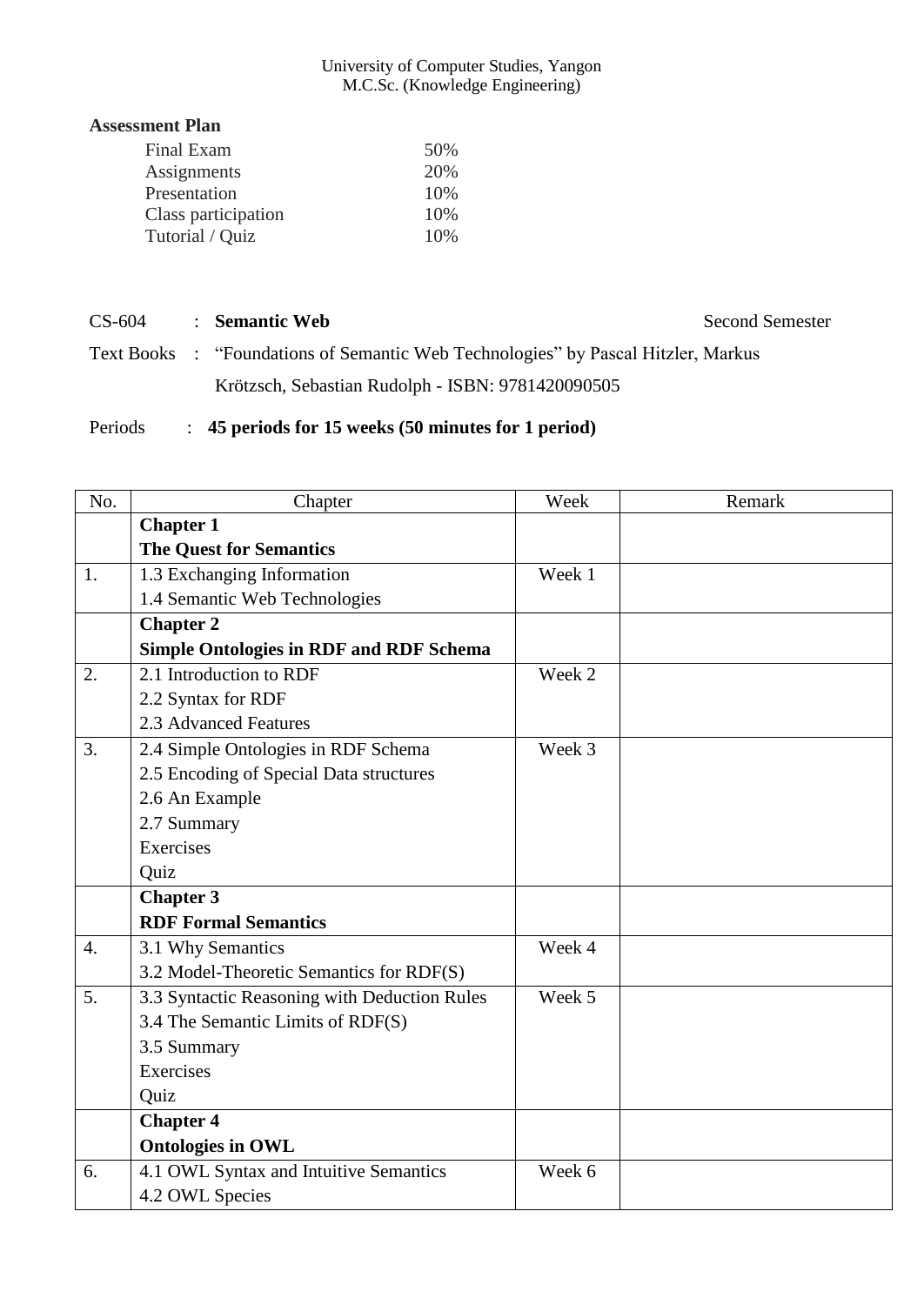University of Computer Studies, Yangon
M.C.Sc. (Knowledge Engineering)

**Assessment Plan**

| | |
|---|---|
| Final Exam | 50% |
| Assignments | 20% |
| Presentation | 10% |
| Class participation | 10% |
| Tutorial / Quiz | 10% |

CS-604 : **Semantic Web** Second Semester

Text Books : "Foundations of Semantic Web Technologies" by Pascal Hitzler, Markus Krötzsch, Sebastian Rudolph - ISBN: 9781420090505

Periods : **45 periods for 15 weeks (50 minutes for 1 period)**

| No. | Chapter | Week | Remark |
|---|---|---|---|
| | **Chapter 1**<br>**The Quest for Semantics** | | |
| 1. | 1.3 Exchanging Information<br>1.4 Semantic Web Technologies | Week 1 | |
| | **Chapter 2**<br>**Simple Ontologies in RDF and RDF Schema** | | |
| 2. | 2.1 Introduction to RDF<br>2.2 Syntax for RDF<br>2.3 Advanced Features | Week 2 | |
| 3. | 2.4 Simple Ontologies in RDF Schema<br>2.5 Encoding of Special Data structures<br>2.6 An Example<br>2.7 Summary<br>Exercises<br>Quiz | Week 3 | |
| | **Chapter 3**<br>**RDF Formal Semantics** | | |
| 4. | 3.1 Why Semantics<br>3.2 Model-Theoretic Semantics for RDF(S) | Week 4 | |
| 5. | 3.3 Syntactic Reasoning with Deduction Rules<br>3.4 The Semantic Limits of RDF(S)<br>3.5 Summary<br>Exercises<br>Quiz | Week 5 | |
| | **Chapter 4**<br>**Ontologies in OWL** | | |
| 6. | 4.1 OWL Syntax and Intuitive Semantics<br>4.2 OWL Species | Week 6 | |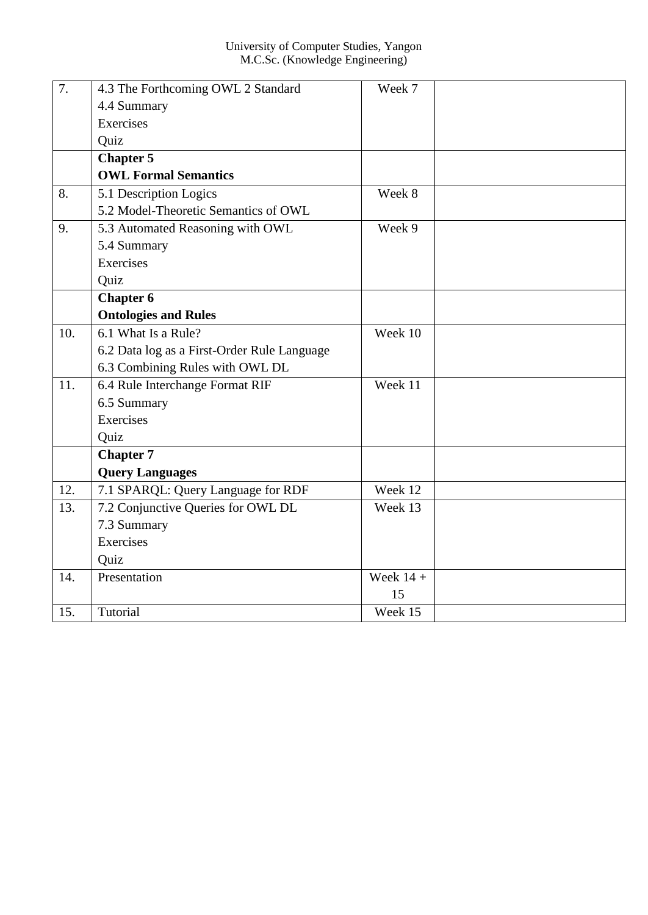| | | | |
|---|---|---|---|
| 7. | 4.3 The Forthcoming OWL 2 Standard<br>4.4 Summary<br>Exercises<br>Quiz | Week 7 | |
| | **Chapter 5**<br>**OWL Formal Semantics** | | |
| 8. | 5.1 Description Logics<br>5.2 Model-Theoretic Semantics of OWL | Week 8 | |
| 9. | 5.3 Automated Reasoning with OWL<br>5.4 Summary<br>Exercises<br>Quiz | Week 9 | |
| | **Chapter 6**<br>**Ontologies and Rules** | | |
| 10. | 6.1 What Is a Rule?<br>6.2 Data log as a First-Order Rule Language<br>6.3 Combining Rules with OWL DL | Week 10 | |
| 11. | 6.4 Rule Interchange Format RIF<br>6.5 Summary<br>Exercises<br>Quiz | Week 11 | |
| | **Chapter 7**<br>**Query Languages** | | |
| 12. | 7.1 SPARQL: Query Language for RDF | Week 12 | |
| 13. | 7.2 Conjunctive Queries for OWL DL<br>7.3 Summary<br>Exercises<br>Quiz | Week 13 | |
| 14. | Presentation | Week 14 + 15 | |
| 15. | Tutorial | Week 15 | |